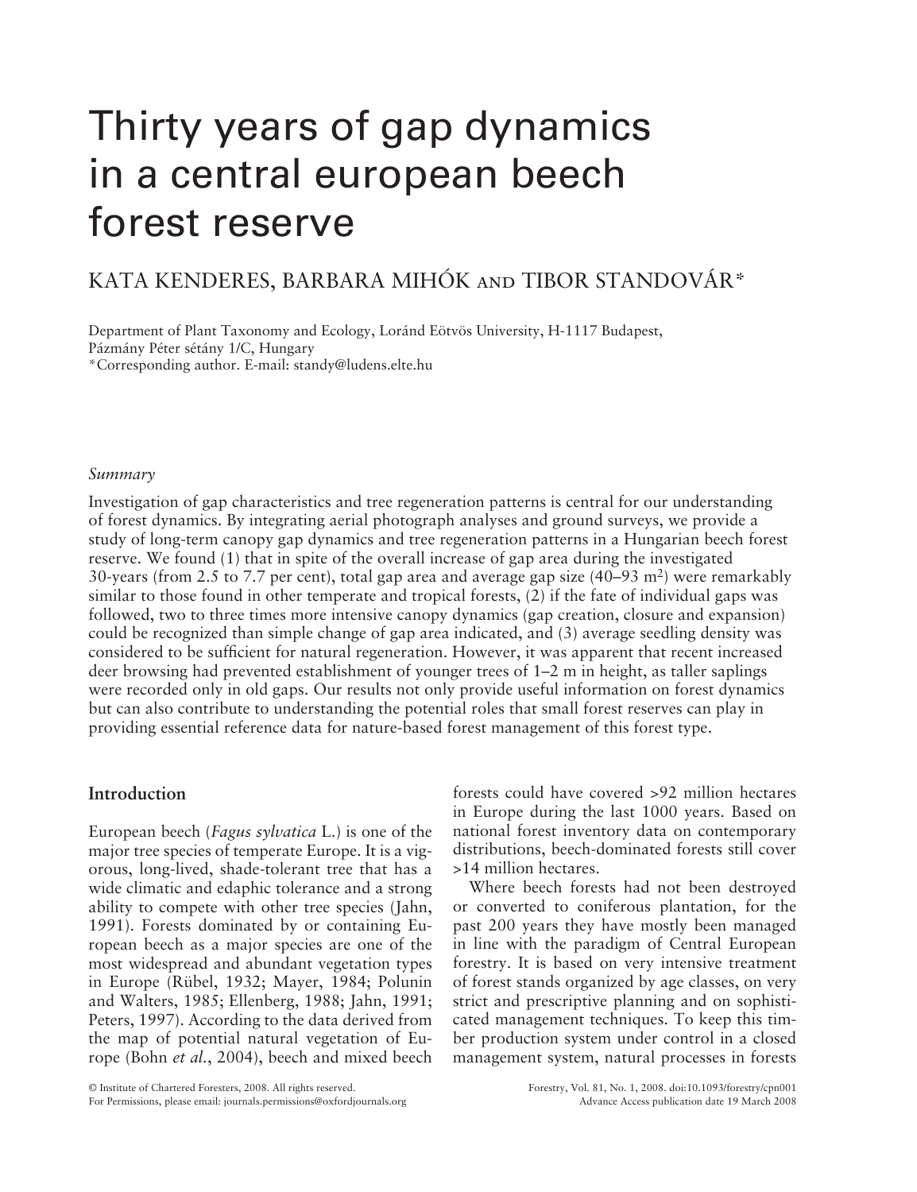# Thirty years of gap dynamics in a central european beech forest reserve

KATA KENDERES, BARBARA MIHÓK AND TIBOR STANDOVÁR*

Department of Plant Taxonomy and Ecology, Loránd Eötvös University, H-1117 Budapest, Pázmány Péter sétány 1/C, Hungary
*Corresponding author. E-mail: standy@ludens.elte.hu

*Summary*

Investigation of gap characteristics and tree regeneration patterns is central for our understanding of forest dynamics. By integrating aerial photograph analyses and ground surveys, we provide a study of long-term canopy gap dynamics and tree regeneration patterns in a Hungarian beech forest reserve. We found (1) that in spite of the overall increase of gap area during the investigated 30-years (from 2.5 to 7.7 per cent), total gap area and average gap size (40–93 m$^2$) were remarkably similar to those found in other temperate and tropical forests, (2) if the fate of individual gaps was followed, two to three times more intensive canopy dynamics (gap creation, closure and expansion) could be recognized than simple change of gap area indicated, and (3) average seedling density was considered to be sufficient for natural regeneration. However, it was apparent that recent increased deer browsing had prevented establishment of younger trees of 1–2 m in height, as taller saplings were recorded only in old gaps. Our results not only provide useful information on forest dynamics but can also contribute to understanding the potential roles that small forest reserves can play in providing essential reference data for nature-based forest management of this forest type.

## Introduction

European beech (*Fagus sylvatica* L.) is one of the major tree species of temperate Europe. It is a vigorous, long-lived, shade-tolerant tree that has a wide climatic and edaphic tolerance and a strong ability to compete with other tree species (Jahn, 1991). Forests dominated by or containing European beech as a major species are one of the most widespread and abundant vegetation types in Europe (Rübel, 1932; Mayer, 1984; Polunin and Walters, 1985; Ellenberg, 1988; Jahn, 1991; Peters, 1997). According to the data derived from the map of potential natural vegetation of Europe (Bohn *et al.*, 2004), beech and mixed beech forests could have covered >92 million hectares in Europe during the last 1000 years. Based on national forest inventory data on contemporary distributions, beech-dominated forests still cover >14 million hectares.

Where beech forests had not been destroyed or converted to coniferous plantation, for the past 200 years they have mostly been managed in line with the paradigm of Central European forestry. It is based on very intensive treatment of forest stands organized by age classes, on very strict and prescriptive planning and on sophisticated management techniques. To keep this timber production system under control in a closed management system, natural processes in forests

© Institute of Chartered Foresters, 2008. All rights reserved.
For Permissions, please email: journals.permissions@oxfordjournals.org

doi:10.1093/forestry/cpn001
Advance Access publication date 19 March 2008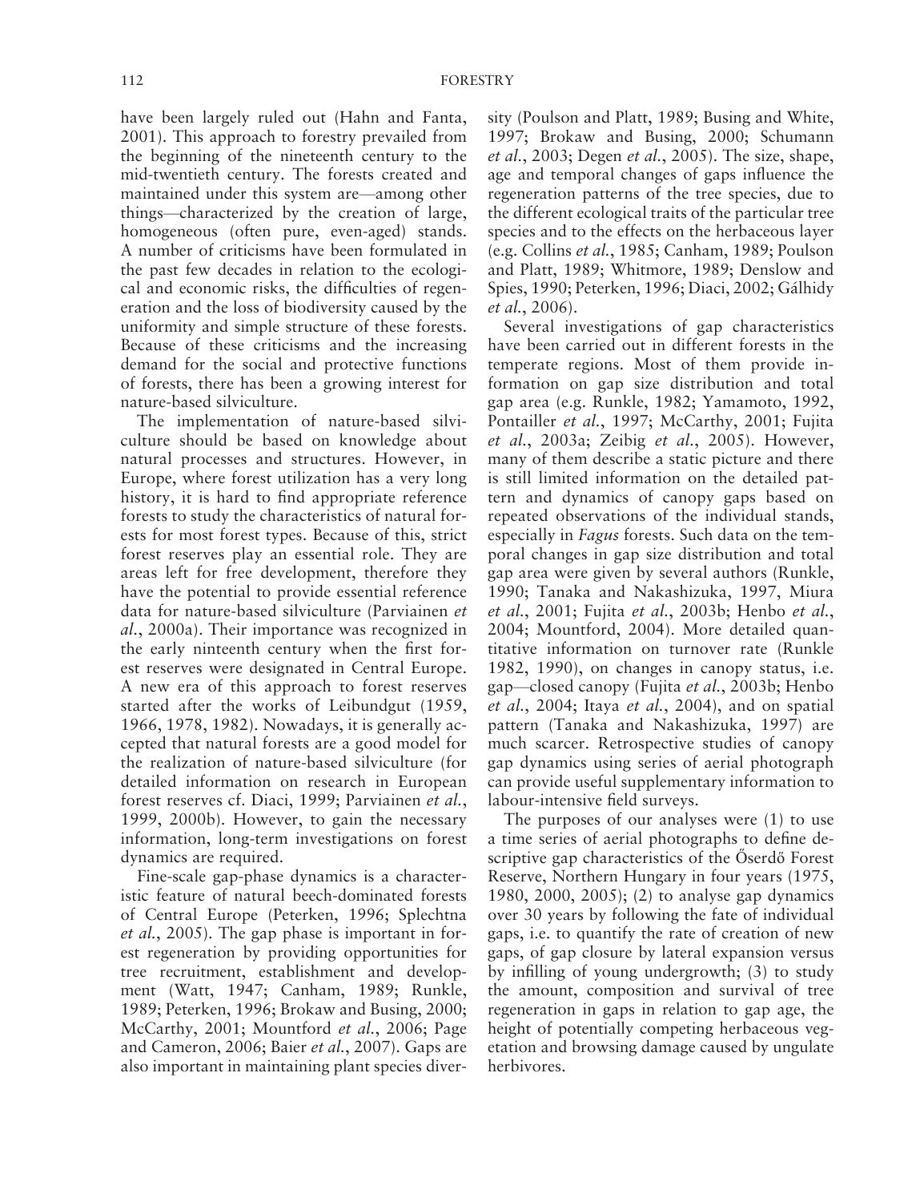have been largely ruled out (Hahn and Fanta, 2001). This approach to forestry prevailed from the beginning of the nineteenth century to the mid-twentieth century. The forests created and maintained under this system are—among other things—characterized by the creation of large, homogeneous (often pure, even-aged) stands. A number of criticisms have been formulated in the past few decades in relation to the ecological and economic risks, the difficulties of regeneration and the loss of biodiversity caused by the uniformity and simple structure of these forests. Because of these criticisms and the increasing demand for the social and protective functions of forests, there has been a growing interest for nature-based silviculture.

The implementation of nature-based silviculture should be based on knowledge about natural processes and structures. However, in Europe, where forest utilization has a very long history, it is hard to find appropriate reference forests to study the characteristics of natural forests for most forest types. Because of this, strict forest reserves play an essential role. They are areas left for free development, therefore they have the potential to provide essential reference data for nature-based silviculture (Parviainen *et al.*, 2000a). Their importance was recognized in the early ninteenth century when the first forest reserves were designated in Central Europe. A new era of this approach to forest reserves started after the works of Leibundgut (1959, 1966, 1978, 1982). Nowadays, it is generally accepted that natural forests are a good model for the realization of nature-based silviculture (for detailed information on research in European forest reserves cf. Diaci, 1999; Parviainen *et al.*, 1999, 2000b). However, to gain the necessary information, long-term investigations on forest dynamics are required.

Fine-scale gap-phase dynamics is a characteristic feature of natural beech-dominated forests of Central Europe (Peterken, 1996; Splechtna *et al.*, 2005). The gap phase is important in forest regeneration by providing opportunities for tree recruitment, establishment and development (Watt, 1947; Canham, 1989; Runkle, 1989; Peterken, 1996; Brokaw and Busing, 2000; McCarthy, 2001; Mountford *et al.*, 2006; Page and Cameron, 2006; Baier *et al.*, 2007). Gaps are also important in maintaining plant species diversity (Poulson and Platt, 1989; Busing and White, 1997; Brokaw and Busing, 2000; Schumann *et al.*, 2003; Degen *et al.*, 2005). The size, shape, age and temporal changes of gaps influence the regeneration patterns of the tree species, due to the different ecological traits of the particular tree species and to the effects on the herbaceous layer (e.g. Collins *et al.*, 1985; Canham, 1989; Poulson and Platt, 1989; Whitmore, 1989; Denslow and Spies, 1990; Peterken, 1996; Diaci, 2002; Gálhidy *et al.*, 2006).

Several investigations of gap characteristics have been carried out in different forests in the temperate regions. Most of them provide information on gap size distribution and total gap area (e.g. Runkle, 1982; Yamamoto, 1992, Pontailler *et al.*, 1997; McCarthy, 2001; Fujita *et al.*, 2003a; Zeibig *et al.*, 2005). However, many of them describe a static picture and there is still limited information on the detailed pattern and dynamics of canopy gaps based on repeated observations of the individual stands, especially in *Fagus* forests. Such data on the temporal changes in gap size distribution and total gap area were given by several authors (Runkle, 1990; Tanaka and Nakashizuka, 1997, Miura *et al.*, 2001; Fujita *et al.*, 2003b; Henbo *et al.*, 2004; Mountford, 2004). More detailed quantitative information on turnover rate (Runkle 1982, 1990), on changes in canopy status, i.e. gap—closed canopy (Fujita *et al.*, 2003b; Henbo *et al.*, 2004; Itaya *et al.*, 2004), and on spatial pattern (Tanaka and Nakashizuka, 1997) are much scarcer. Retrospective studies of canopy gap dynamics using series of aerial photograph can provide useful supplementary information to labour-intensive field surveys.

The purposes of our analyses were (1) to use a time series of aerial photographs to define descriptive gap characteristics of the Őserdő Forest Reserve, Northern Hungary in four years (1975, 1980, 2000, 2005); (2) to analyse gap dynamics over 30 years by following the fate of individual gaps, i.e. to quantify the rate of creation of new gaps, of gap closure by lateral expansion versus by infilling of young undergrowth; (3) to study the amount, composition and survival of tree regeneration in gaps in relation to gap age, the height of potentially competing herbaceous vegetation and browsing damage caused by ungulate herbivores.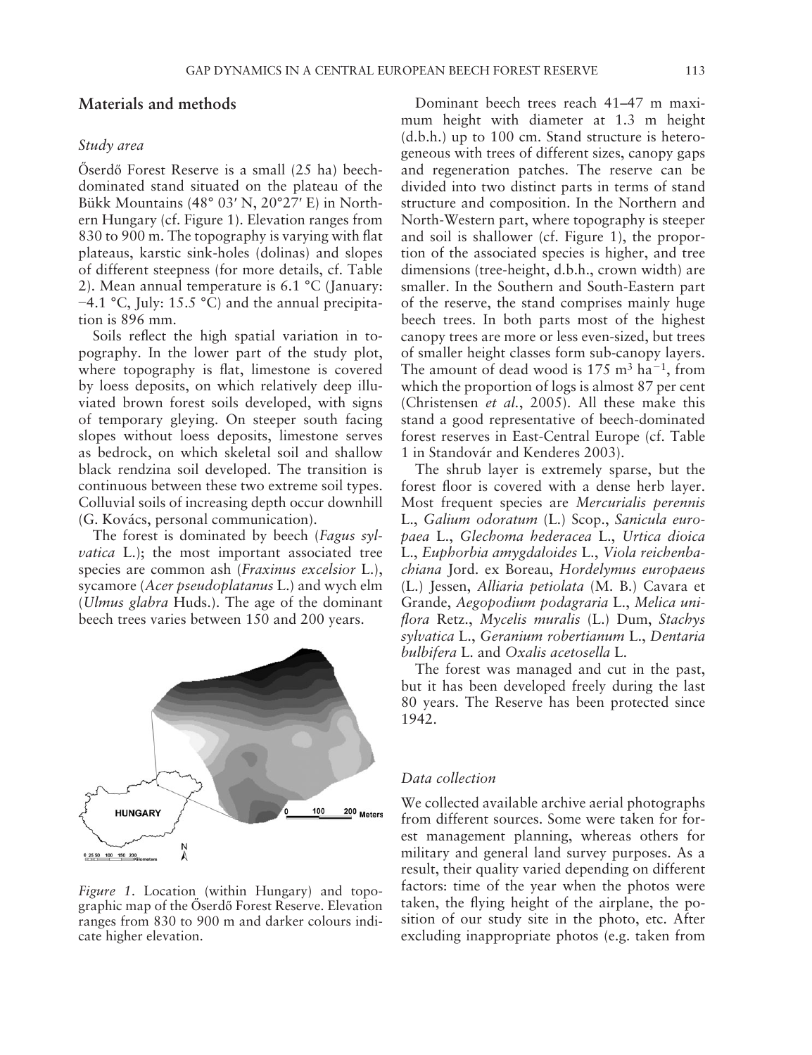## Materials and methods

### Study area

Őserdő Forest Reserve is a small (25 ha) beech-dominated stand situated on the plateau of the Bükk Mountains (48° 03′ N, 20°27′ E) in Northern Hungary (cf. Figure 1). Elevation ranges from 830 to 900 m. The topography is varying with flat plateaus, karstic sink-holes (dolinas) and slopes of different steepness (for more details, cf. Table 2). Mean annual temperature is 6.1 °C (January: −4.1 °C, July: 15.5 °C) and the annual precipitation is 896 mm.

Soils reflect the high spatial variation in topography. In the lower part of the study plot, where topography is flat, limestone is covered by loess deposits, on which relatively deep illuviated brown forest soils developed, with signs of temporary gleying. On steeper south facing slopes without loess deposits, limestone serves as bedrock, on which skeletal soil and shallow black rendzina soil developed. The transition is continuous between these two extreme soil types. Colluvial soils of increasing depth occur downhill (G. Kovács, personal communication).

The forest is dominated by beech (*Fagus sylvatica* L.); the most important associated tree species are common ash (*Fraxinus excelsior* L.), sycamore (*Acer pseudoplatanus* L.) and wych elm (*Ulmus glabra* Huds.). The age of the dominant beech trees varies between 150 and 200 years.

*Figure 1*. Location (within Hungary) and topographic map of the Őserdő Forest Reserve. Elevation ranges from 830 to 900 m and darker colours indicate higher elevation.

Dominant beech trees reach 41–47 m maximum height with diameter at 1.3 m height (d.b.h.) up to 100 cm. Stand structure is heterogeneous with trees of different sizes, canopy gaps and regeneration patches. The reserve can be divided into two distinct parts in terms of stand structure and composition. In the Northern and North-Western part, where topography is steeper and soil is shallower (cf. Figure 1), the proportion of the associated species is higher, and tree dimensions (tree-height, d.b.h., crown width) are smaller. In the Southern and South-Eastern part of the reserve, the stand comprises mainly huge beech trees. In both parts most of the highest canopy trees are more or less even-sized, but trees of smaller height classes form sub-canopy layers. The amount of dead wood is 175 $m^3$ $ha^{-1}$, from which the proportion of logs is almost 87 per cent (Christensen *et al.*, 2005). All these make this stand a good representative of beech-dominated forest reserves in East-Central Europe (cf. Table 1 in Standovár and Kenderes 2003).

The shrub layer is extremely sparse, but the forest floor is covered with a dense herb layer. Most frequent species are *Mercurialis perennis* L., *Galium odoratum* (L.) Scop., *Sanicula europaea* L., *Glechoma hederacea* L., *Urtica dioica* L., *Euphorbia amygdaloides* L., *Viola reichenbachiana* Jord. ex Boreau, *Hordelymus europaeus* (L.) Jessen, *Alliaria petiolata* (M. B.) Cavara et Grande, *Aegopodium podagraria* L., *Melica uniflora* Retz., *Mycelis muralis* (L.) Dum, *Stachys sylvatica* L., *Geranium robertianum* L., *Dentaria bulbifera* L. and *Oxalis acetosella* L.

The forest was managed and cut in the past, but it has been developed freely during the last 80 years. The Reserve has been protected since 1942.

### Data collection

We collected available archive aerial photographs from different sources. Some were taken for forest management planning, whereas others for military and general land survey purposes. As a result, their quality varied depending on different factors: time of the year when the photos were taken, the flying height of the airplane, the position of our study site in the photo, etc. After excluding inappropriate photos (e.g. taken from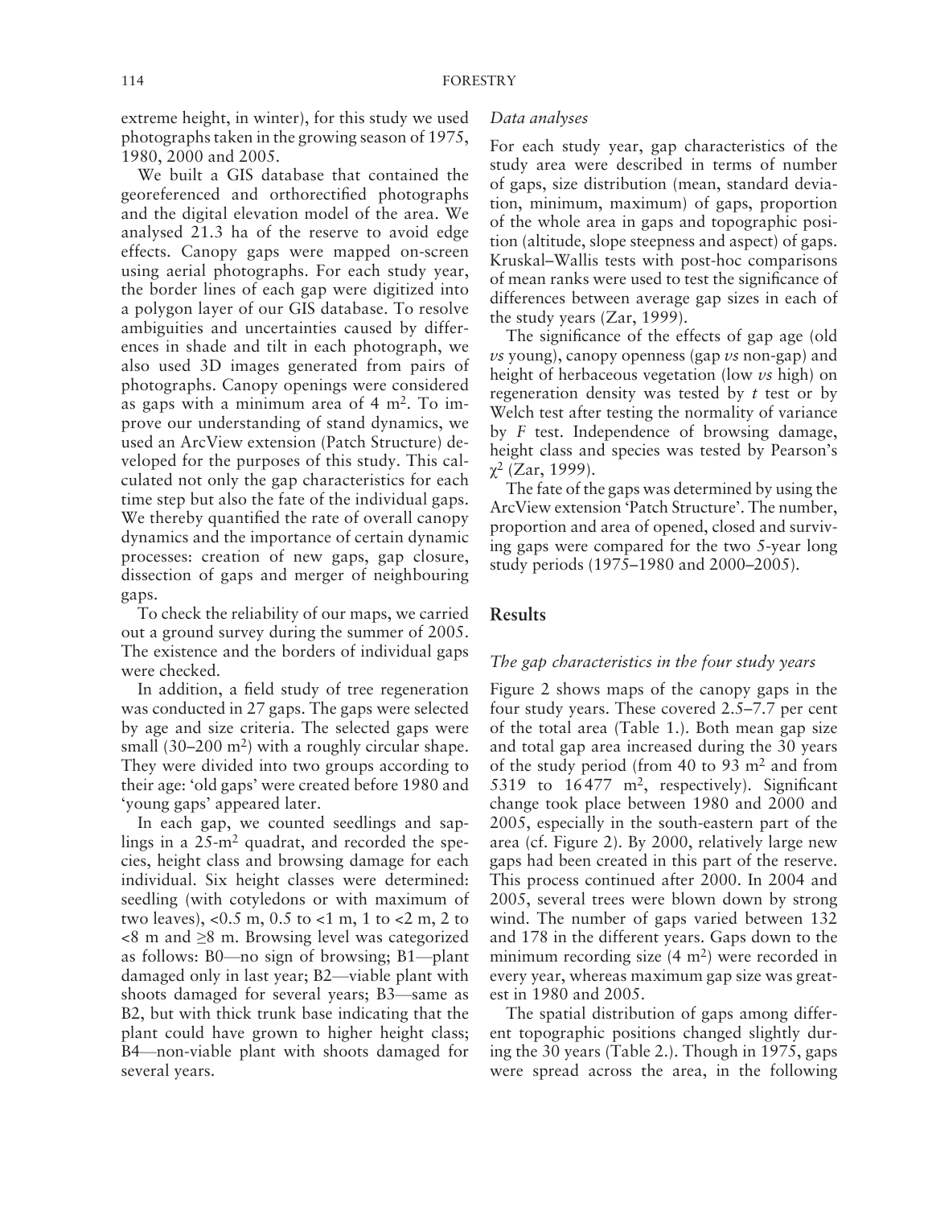extreme height, in winter), for this study we used photographs taken in the growing season of 1975, 1980, 2000 and 2005.

We built a GIS database that contained the georeferenced and orthorectified photographs and the digital elevation model of the area. We analysed 21.3 ha of the reserve to avoid edge effects. Canopy gaps were mapped on-screen using aerial photographs. For each study year, the border lines of each gap were digitized into a polygon layer of our GIS database. To resolve ambiguities and uncertainties caused by differences in shade and tilt in each photograph, we also used 3D images generated from pairs of photographs. Canopy openings were considered as gaps with a minimum area of 4 m$^2$. To improve our understanding of stand dynamics, we used an ArcView extension (Patch Structure) developed for the purposes of this study. This calculated not only the gap characteristics for each time step but also the fate of the individual gaps. We thereby quantified the rate of overall canopy dynamics and the importance of certain dynamic processes: creation of new gaps, gap closure, dissection of gaps and merger of neighbouring gaps.

To check the reliability of our maps, we carried out a ground survey during the summer of 2005. The existence and the borders of individual gaps were checked.

In addition, a field study of tree regeneration was conducted in 27 gaps. The gaps were selected by age and size criteria. The selected gaps were small (30–200 m$^2$) with a roughly circular shape. They were divided into two groups according to their age: 'old gaps' were created before 1980 and 'young gaps' appeared later.

In each gap, we counted seedlings and saplings in a 25-m$^2$ quadrat, and recorded the species, height class and browsing damage for each individual. Six height classes were determined: seedling (with cotyledons or with maximum of two leaves), <0.5 m, 0.5 to <1 m, 1 to <2 m, 2 to <8 m and ≥8 m. Browsing level was categorized as follows: B0—no sign of browsing; B1—plant damaged only in last year; B2—viable plant with shoots damaged for several years; B3—same as B2, but with thick trunk base indicating that the plant could have grown to higher height class; B4—non-viable plant with shoots damaged for several years.

### Data analyses

For each study year, gap characteristics of the study area were described in terms of number of gaps, size distribution (mean, standard deviation, minimum, maximum) of gaps, proportion of the whole area in gaps and topographic position (altitude, slope steepness and aspect) of gaps. Kruskal–Wallis tests with post-hoc comparisons of mean ranks were used to test the significance of differences between average gap sizes in each of the study years (Zar, 1999).

The significance of the effects of gap age (old *vs* young), canopy openness (gap *vs* non-gap) and height of herbaceous vegetation (low *vs* high) on regeneration density was tested by *t* test or by Welch test after testing the normality of variance by *F* test. Independence of browsing damage, height class and species was tested by Pearson's $\chi^2$ (Zar, 1999).

The fate of the gaps was determined by using the ArcView extension 'Patch Structure'. The number, proportion and area of opened, closed and surviving gaps were compared for the two 5-year long study periods (1975–1980 and 2000–2005).

## Results

### The gap characteristics in the four study years

Figure 2 shows maps of the canopy gaps in the four study years. These covered 2.5–7.7 per cent of the total area (Table 1.). Both mean gap size and total gap area increased during the 30 years of the study period (from 40 to 93 m$^2$ and from 5319 to 16 477 m$^2$, respectively). Significant change took place between 1980 and 2000 and 2005, especially in the south-eastern part of the area (cf. Figure 2). By 2000, relatively large new gaps had been created in this part of the reserve. This process continued after 2000. In 2004 and 2005, several trees were blown down by strong wind. The number of gaps varied between 132 and 178 in the different years. Gaps down to the minimum recording size (4 m$^2$) were recorded in every year, whereas maximum gap size was greatest in 1980 and 2005.

The spatial distribution of gaps among different topographic positions changed slightly during the 30 years (Table 2.). Though in 1975, gaps were spread across the area, in the following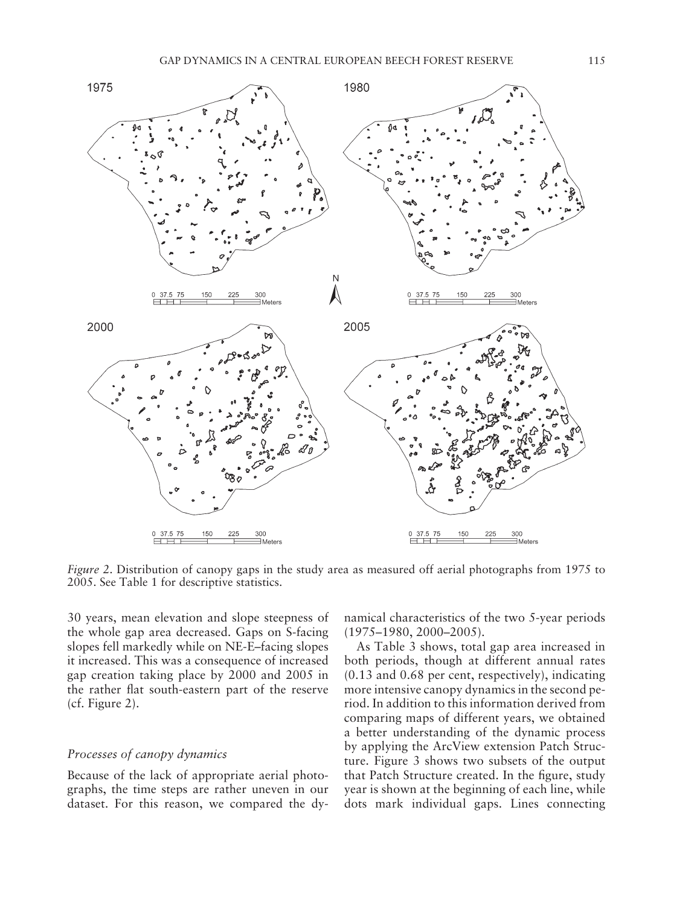*Figure 2*. Distribution of canopy gaps in the study area as measured off aerial photographs from 1975 to 2005. See Table 1 for descriptive statistics.

30 years, mean elevation and slope steepness of the whole gap area decreased. Gaps on S-facing slopes fell markedly while on NE-E–facing slopes it increased. This was a consequence of increased gap creation taking place by 2000 and 2005 in the rather flat south-eastern part of the reserve (cf. Figure 2).

### *Processes of canopy dynamics*

Because of the lack of appropriate aerial photographs, the time steps are rather uneven in our dataset. For this reason, we compared the dynamical characteristics of the two 5-year periods (1975–1980, 2000–2005).

As Table 3 shows, total gap area increased in both periods, though at different annual rates (0.13 and 0.68 per cent, respectively), indicating more intensive canopy dynamics in the second period. In addition to this information derived from comparing maps of different years, we obtained a better understanding of the dynamic process by applying the ArcView extension Patch Structure. Figure 3 shows two subsets of the output that Patch Structure created. In the figure, study year is shown at the beginning of each line, while dots mark individual gaps. Lines connecting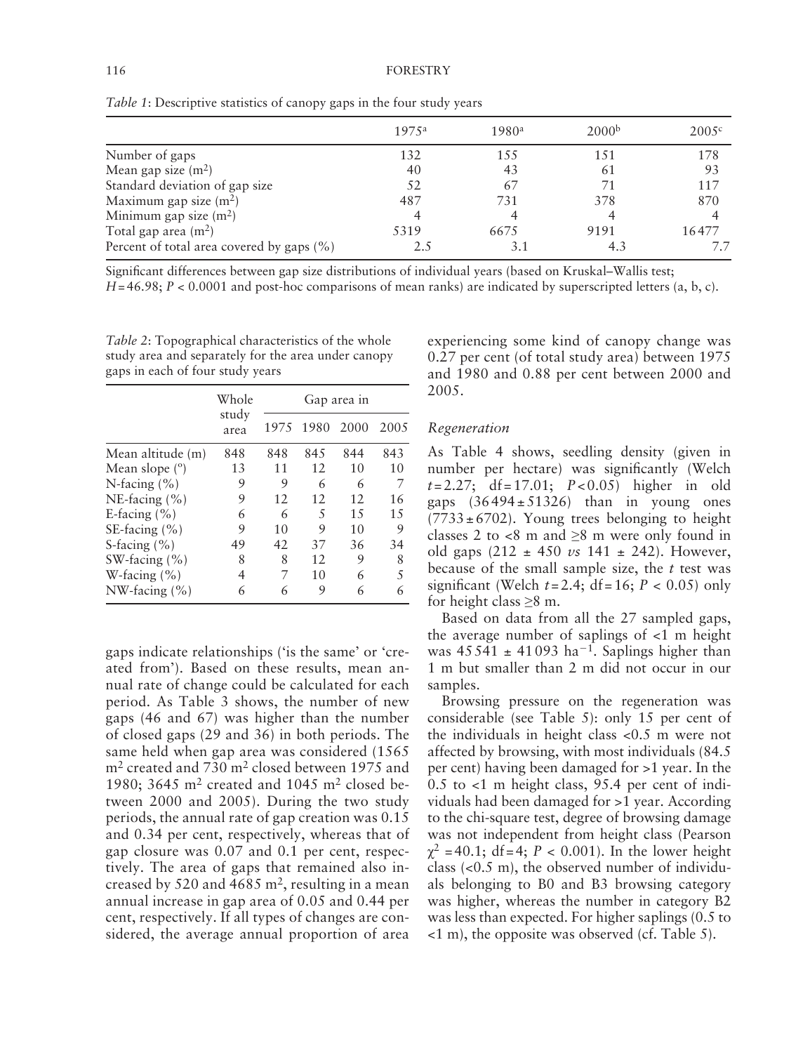*Table 1*: Descriptive statistics of canopy gaps in the four study years

| | 1975[a] | 1980[a] | 2000[b] | 2005[c] |
|---|---|---|---|---|
| Number of gaps | 132 | 155 | 151 | 178 |
| Mean gap size ($m^2$) | 40 | 43 | 61 | 93 |
| Standard deviation of gap size | 52 | 67 | 71 | 117 |
| Maximum gap size ($m^2$) | 487 | 731 | 378 | 870 |
| Minimum gap size ($m^2$) | 4 | 4 | 4 | 4 |
| Total gap area ($m^2$) | 5319 | 6675 | 9191 | 16477 |
| Percent of total area covered by gaps (%) | 2.5 | 3.1 | 4.3 | 7.7 |

Significant differences between gap size distributions of individual years (based on Kruskal–Wallis test; $H = 46.98$; $P < 0.0001$ and post-hoc comparisons of mean ranks) are indicated by superscripted letters (a, b, c).

*Table 2*: Topographical characteristics of the whole study area and separately for the area under canopy gaps in each of four study years

| | Whole study area | Gap area in | | | |
|---|---|---|---|---|---|
| | | 1975 | 1980 | 2000 | 2005 |
| Mean altitude (m) | 848 | 848 | 845 | 844 | 843 |
| Mean slope (°) | 13 | 11 | 12 | 10 | 10 |
| N-facing (%) | 9 | 9 | 6 | 6 | 7 |
| NE-facing (%) | 9 | 12 | 12 | 12 | 16 |
| E-facing (%) | 6 | 6 | 5 | 15 | 15 |
| SE-facing (%) | 9 | 10 | 9 | 10 | 9 |
| S-facing (%) | 49 | 42 | 37 | 36 | 34 |
| SW-facing (%) | 8 | 8 | 12 | 9 | 8 |
| W-facing (%) | 4 | 7 | 10 | 6 | 5 |
| NW-facing (%) | 6 | 6 | 9 | 6 | 6 |

gaps indicate relationships ('is the same' or 'created from'). Based on these results, mean annual rate of change could be calculated for each period. As Table 3 shows, the number of new gaps (46 and 67) was higher than the number of closed gaps (29 and 36) in both periods. The same held when gap area was considered (1565 $m^2$ created and 730 $m^2$ closed between 1975 and 1980; 3645 $m^2$ created and 1045 $m^2$ closed between 2000 and 2005). During the two study periods, the annual rate of gap creation was 0.15 and 0.34 per cent, respectively, whereas that of gap closure was 0.07 and 0.1 per cent, respectively. The area of gaps that remained also increased by 520 and 4685 $m^2$, resulting in a mean annual increase in gap area of 0.05 and 0.44 per cent, respectively. If all types of changes are considered, the average annual proportion of area experiencing some kind of canopy change was 0.27 per cent (of total study area) between 1975 and 1980 and 0.88 per cent between 2000 and 2005.

### *Regeneration*

As Table 4 shows, seedling density (given in number per hectare) was significantly (Welch $t = 2.27$; $df = 17.01$; $P < 0.05$) higher in old gaps ($36494 \pm 51326$) than in young ones ($7733 \pm 6702$). Young trees belonging to height classes 2 to <8 m and ≥8 m were only found in old gaps ($212 \pm 450$ *vs* $141 \pm 242$). However, because of the small sample size, the *t* test was significant (Welch $t = 2.4$; $df = 16$; $P < 0.05$) only for height class ≥8 m.

Based on data from all the 27 sampled gaps, the average number of saplings of <1 m height was $45541 \pm 41093$ $ha^{-1}$. Saplings higher than 1 m but smaller than 2 m did not occur in our samples.

Browsing pressure on the regeneration was considerable (see Table 5): only 15 per cent of the individuals in height class <0.5 m were not affected by browsing, with most individuals (84.5 per cent) having been damaged for >1 year. In the 0.5 to <1 m height class, 95.4 per cent of individuals had been damaged for >1 year. According to the chi-square test, degree of browsing damage was not independent from height class (Pearson $\chi^2 = 40.1$; $df = 4$; $P < 0.001$). In the lower height class (<0.5 m), the observed number of individuals belonging to B0 and B3 browsing category was higher, whereas the number in category B2 was less than expected. For higher saplings (0.5 to <1 m), the opposite was observed (cf. Table 5).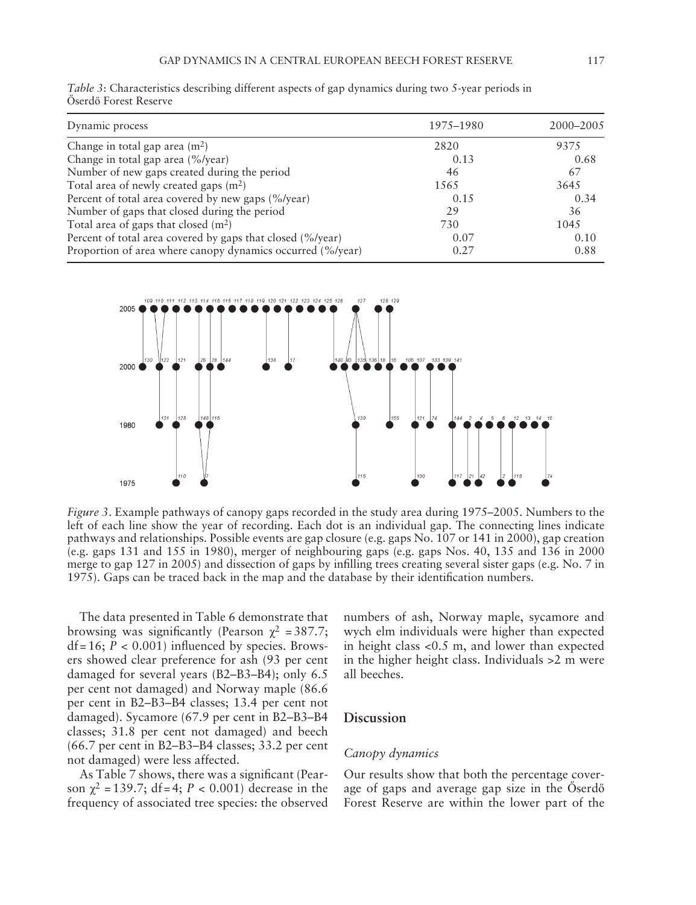*Table 3*: Characteristics describing different aspects of gap dynamics during two 5-year periods in Őserdő Forest Reserve

| Dynamic process | 1975–1980 | 2000–2005 |
|---|---|---|
| Change in total gap area ($m^2$) | 2820 | 9375 |
| Change in total gap area (%/year) | 0.13 | 0.68 |
| Number of new gaps created during the period | 46 | 67 |
| Total area of newly created gaps ($m^2$) | 1565 | 3645 |
| Percent of total area covered by new gaps (%/year) | 0.15 | 0.34 |
| Number of gaps that closed during the period | 29 | 36 |
| Total area of gaps that closed ($m^2$) | 730 | 1045 |
| Percent of total area covered by gaps that closed (%/year) | 0.07 | 0.10 |
| Proportion of area where canopy dynamics occurred (%/year) | 0.27 | 0.88 |

*Figure 3*. Example pathways of canopy gaps recorded in the study area during 1975–2005. Numbers to the left of each line show the year of recording. Each dot is an individual gap. The connecting lines indicate pathways and relationships. Possible events are gap closure (e.g. gaps No. 107 or 141 in 2000), gap creation (e.g. gaps 131 and 155 in 1980), merger of neighbouring gaps (e.g. gaps Nos. 40, 135 and 136 in 2000 merge to gap 127 in 2005) and dissection of gaps by infilling trees creating several sister gaps (e.g. No. 7 in 1975). Gaps can be traced back in the map and the database by their identification numbers.

The data presented in Table 6 demonstrate that browsing was significantly (Pearson $\chi^2 = 387.7$; df = 16; $P < 0.001$) influenced by species. Browsers showed clear preference for ash (93 per cent damaged for several years (B2–B3–B4); only 6.5 per cent not damaged) and Norway maple (86.6 per cent in B2–B3–B4 classes; 13.4 per cent not damaged). Sycamore (67.9 per cent in B2–B3–B4 classes; 31.8 per cent not damaged) and beech (66.7 per cent in B2–B3–B4 classes; 33.2 per cent not damaged) were less affected.

As Table 7 shows, there was a significant (Pearson $\chi^2 = 139.7$; df = 4; $P < 0.001$) decrease in the frequency of associated tree species: the observed numbers of ash, Norway maple, sycamore and wych elm individuals were higher than expected in height class <0.5 m, and lower than expected in the higher height class. Individuals >2 m were all beeches.

## Discussion

### *Canopy dynamics*

Our results show that both the percentage coverage of gaps and average gap size in the Őserdő Forest Reserve are within the lower part of the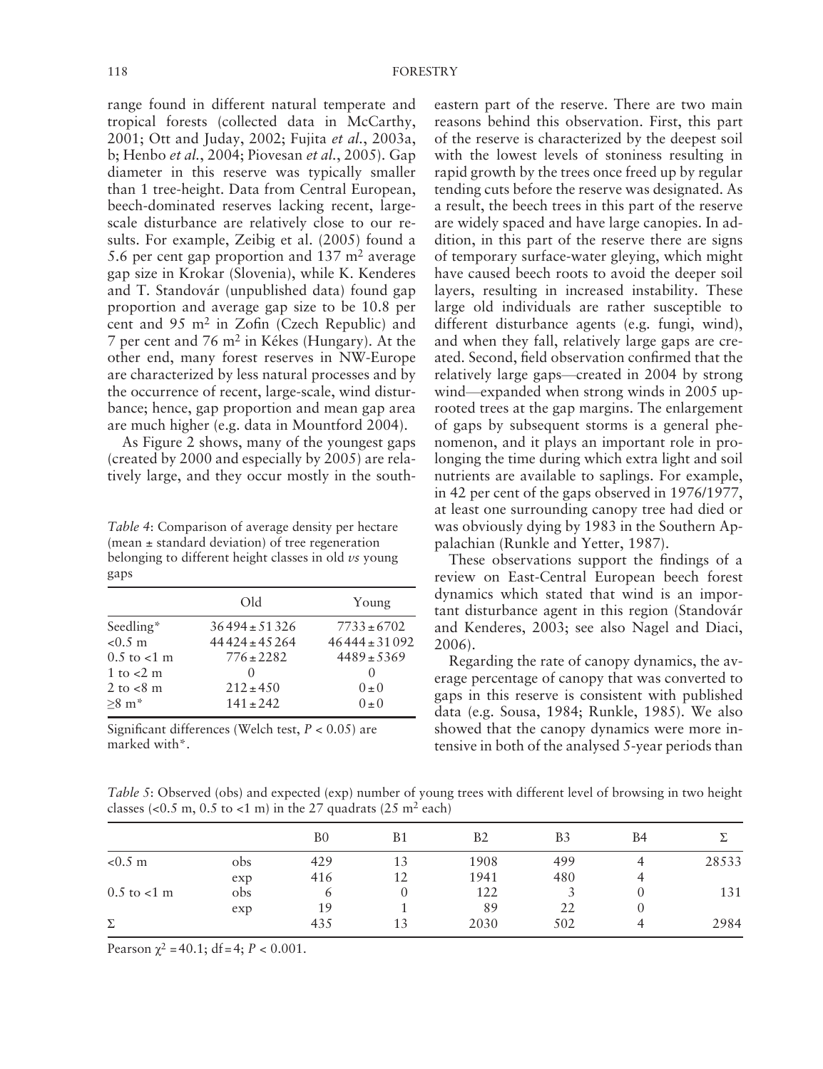range found in different natural temperate and tropical forests (collected data in McCarthy, 2001; Ott and Juday, 2002; Fujita *et al.*, 2003a, b; Henbo *et al.*, 2004; Piovesan *et al.*, 2005). Gap diameter in this reserve was typically smaller than 1 tree-height. Data from Central European, beech-dominated reserves lacking recent, large-scale disturbance are relatively close to our results. For example, Zeibig et al. (2005) found a 5.6 per cent gap proportion and 137 m$^2$ average gap size in Krokar (Slovenia), while K. Kenderes and T. Standovár (unpublished data) found gap proportion and average gap size to be 10.8 per cent and 95 m$^2$ in Zofin (Czech Republic) and 7 per cent and 76 m$^2$ in Kékes (Hungary). At the other end, many forest reserves in NW-Europe are characterized by less natural processes and by the occurrence of recent, large-scale, wind disturbance; hence, gap proportion and mean gap area are much higher (e.g. data in Mountford 2004).

As Figure 2 shows, many of the youngest gaps (created by 2000 and especially by 2005) are relatively large, and they occur mostly in the south-eastern part of the reserve. There are two main reasons behind this observation. First, this part of the reserve is characterized by the deepest soil with the lowest levels of stoniness resulting in rapid growth by the trees once freed up by regular tending cuts before the reserve was designated. As a result, the beech trees in this part of the reserve are widely spaced and have large canopies. In addition, in this part of the reserve there are signs of temporary surface-water gleying, which might have caused beech roots to avoid the deeper soil layers, resulting in increased instability. These large old individuals are rather susceptible to different disturbance agents (e.g. fungi, wind), and when they fall, relatively large gaps are created. Second, field observation confirmed that the relatively large gaps—created in 2004 by strong wind—expanded when strong winds in 2005 uprooted trees at the gap margins. The enlargement of gaps by subsequent storms is a general phenomenon, and it plays an important role in prolonging the time during which extra light and soil nutrients are available to saplings. For example, in 42 per cent of the gaps observed in 1976/1977, at least one surrounding canopy tree had died or was obviously dying by 1983 in the Southern Appalachian (Runkle and Yetter, 1987).

These observations support the findings of a review on East-Central European beech forest dynamics which stated that wind is an important disturbance agent in this region (Standovár and Kenderes, 2003; see also Nagel and Diaci, 2006).

Regarding the rate of canopy dynamics, the average percentage of canopy that was converted to gaps in this reserve is consistent with published data (e.g. Sousa, 1984; Runkle, 1985). We also showed that the canopy dynamics were more intensive in both of the analysed 5-year periods than

*Table 4*: Comparison of average density per hectare (mean ± standard deviation) of tree regeneration belonging to different height classes in old *vs* young gaps

| | Old | Young |
|---|---|---|
| Seedling* | 36494 ± 51326 | 7733 ± 6702 |
| <0.5 m | 44424 ± 45264 | 46444 ± 31092 |
| 0.5 to <1 m | 776 ± 2282 | 4489 ± 5369 |
| 1 to <2 m | 0 | 0 |
| 2 to <8 m | 212 ± 450 | 0 ± 0 |
| ≥8 m* | 141 ± 242 | 0 ± 0 |

Significant differences (Welch test, $P < 0.05$) are marked with*.

*Table 5*: Observed (obs) and expected (exp) number of young trees with different level of browsing in two height classes (<0.5 m, 0.5 to <1 m) in the 27 quadrats (25 m$^2$ each)

| | | B0 | B1 | B2 | B3 | B4 | Σ |
|---|---|---|---|---|---|---|---|
| <0.5 m | obs | 429 | 13 | 1908 | 499 | 4 | 28533 |
| | exp | 416 | 12 | 1941 | 480 | 4 | |
| 0.5 to <1 m | obs | 6 | 0 | 122 | 3 | 0 | 131 |
| | exp | 19 | 1 | 89 | 22 | 0 | |
| Σ | | 435 | 13 | 2030 | 502 | 4 | 2984 |

Pearson $\chi^2 = 40.1$; df = 4; $P < 0.001$.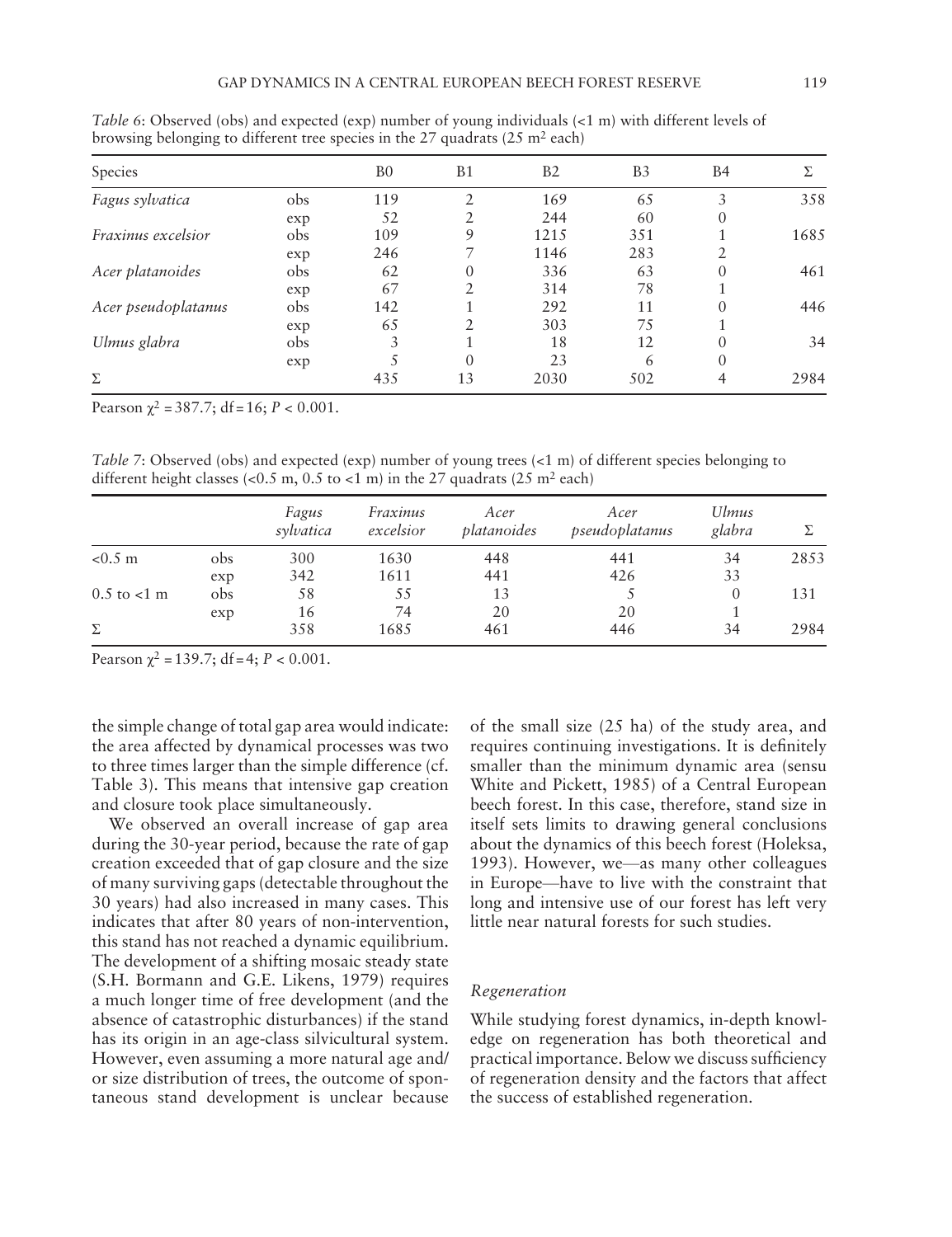*Table 6*: Observed (obs) and expected (exp) number of young individuals (<1 m) with different levels of browsing belonging to different tree species in the 27 quadrats (25 m² each)

| Species | | B0 | B1 | B2 | B3 | B4 | Σ |
|---|---|---|---|---|---|---|---|
| *Fagus sylvatica* | obs | 119 | 2 | 169 | 65 | 3 | 358 |
| | exp | 52 | 2 | 244 | 60 | 0 | |
| *Fraxinus excelsior* | obs | 109 | 9 | 1215 | 351 | 1 | 1685 |
| | exp | 246 | 7 | 1146 | 283 | 2 | |
| *Acer platanoides* | obs | 62 | 0 | 336 | 63 | 0 | 461 |
| | exp | 67 | 2 | 314 | 78 | 1 | |
| *Acer pseudoplatanus* | obs | 142 | 1 | 292 | 11 | 0 | 446 |
| | exp | 65 | 2 | 303 | 75 | 1 | |
| *Ulmus glabra* | obs | 3 | 1 | 18 | 12 | 0 | 34 |
| | exp | 5 | 0 | 23 | 6 | 0 | |
| Σ | | 435 | 13 | 2030 | 502 | 4 | 2984 |

Pearson $\chi^2 = 387.7$; df = 16; $P < 0.001$.

*Table 7*: Observed (obs) and expected (exp) number of young trees (<1 m) of different species belonging to different height classes (<0.5 m, 0.5 to <1 m) in the 27 quadrats (25 m² each)

| | | *Fagus sylvatica* | *Fraxinus excelsior* | *Acer platanoides* | *Acer pseudoplatanus* | *Ulmus glabra* | Σ |
|---|---|---|---|---|---|---|---|
| <0.5 m | obs | 300 | 1630 | 448 | 441 | 34 | 2853 |
| | exp | 342 | 1611 | 441 | 426 | 33 | |
| 0.5 to <1 m | obs | 58 | 55 | 13 | 5 | 0 | 131 |
| | exp | 16 | 74 | 20 | 20 | 1 | |
| Σ | | 358 | 1685 | 461 | 446 | 34 | 2984 |

Pearson $\chi^2 = 139.7$; df = 4; $P < 0.001$.

the simple change of total gap area would indicate: the area affected by dynamical processes was two to three times larger than the simple difference (cf. Table 3). This means that intensive gap creation and closure took place simultaneously.

We observed an overall increase of gap area during the 30-year period, because the rate of gap creation exceeded that of gap closure and the size of many surviving gaps (detectable throughout the 30 years) had also increased in many cases. This indicates that after 80 years of non-intervention, this stand has not reached a dynamic equilibrium. The development of a shifting mosaic steady state (S.H. Bormann and G.E. Likens, 1979) requires a much longer time of free development (and the absence of catastrophic disturbances) if the stand has its origin in an age-class silvicultural system. However, even assuming a more natural age and/or size distribution of trees, the outcome of spontaneous stand development is unclear because of the small size (25 ha) of the study area, and requires continuing investigations. It is definitely smaller than the minimum dynamic area (sensu White and Pickett, 1985) of a Central European beech forest. In this case, therefore, stand size in itself sets limits to drawing general conclusions about the dynamics of this beech forest (Holeksa, 1993). However, we—as many other colleagues in Europe—have to live with the constraint that long and intensive use of our forest has left very little near natural forests for such studies.

### *Regeneration*

While studying forest dynamics, in-depth knowledge on regeneration has both theoretical and practical importance. Below we discuss sufficiency of regeneration density and the factors that affect the success of established regeneration.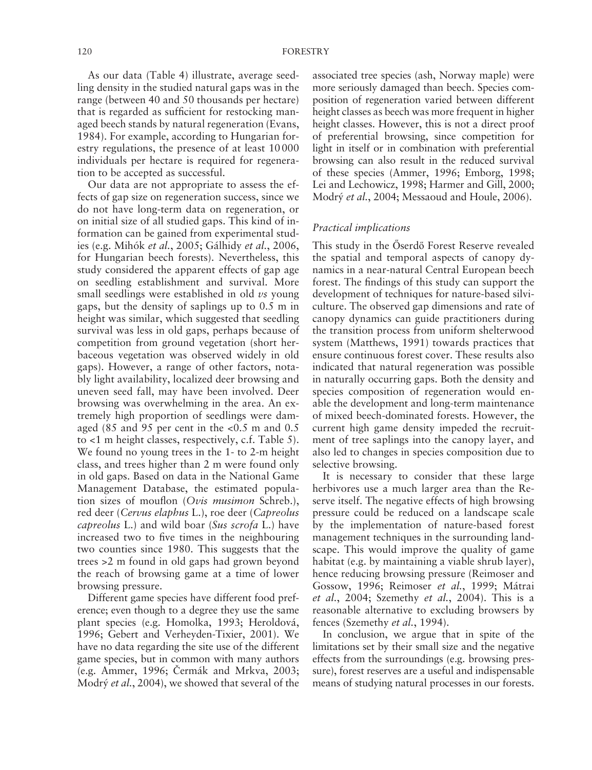As our data (Table 4) illustrate, average seedling density in the studied natural gaps was in the range (between 40 and 50 thousands per hectare) that is regarded as sufficient for restocking managed beech stands by natural regeneration (Evans, 1984). For example, according to Hungarian forestry regulations, the presence of at least 10 000 individuals per hectare is required for regeneration to be accepted as successful.

Our data are not appropriate to assess the effects of gap size on regeneration success, since we do not have long-term data on regeneration, or on initial size of all studied gaps. This kind of information can be gained from experimental studies (e.g. Mihók *et al.*, 2005; Gálhidy *et al.*, 2006, for Hungarian beech forests). Nevertheless, this study considered the apparent effects of gap age on seedling establishment and survival. More small seedlings were established in old *vs* young gaps, but the density of saplings up to 0.5 m in height was similar, which suggested that seedling survival was less in old gaps, perhaps because of competition from ground vegetation (short herbaceous vegetation was observed widely in old gaps). However, a range of other factors, notably light availability, localized deer browsing and uneven seed fall, may have been involved. Deer browsing was overwhelming in the area. An extremely high proportion of seedlings were damaged (85 and 95 per cent in the <0.5 m and 0.5 to <1 m height classes, respectively, c.f. Table 5). We found no young trees in the 1- to 2-m height class, and trees higher than 2 m were found only in old gaps. Based on data in the National Game Management Database, the estimated population sizes of mouflon (*Ovis musimon* Schreb.), red deer (*Cervus elaphus* L.), roe deer (*Capreolus capreolus* L.) and wild boar (*Sus scrofa* L.) have increased two to five times in the neighbouring two counties since 1980. This suggests that the trees >2 m found in old gaps had grown beyond the reach of browsing game at a time of lower browsing pressure.

Different game species have different food preference; even though to a degree they use the same plant species (e.g. Homolka, 1993; Heroldová, 1996; Gebert and Verheyden-Tixier, 2001). We have no data regarding the site use of the different game species, but in common with many authors (e.g. Ammer, 1996; Čermák and Mrkva, 2003; Modrý *et al.*, 2004), we showed that several of the associated tree species (ash, Norway maple) were more seriously damaged than beech. Species composition of regeneration varied between different height classes as beech was more frequent in higher height classes. However, this is not a direct proof of preferential browsing, since competition for light in itself or in combination with preferential browsing can also result in the reduced survival of these species (Ammer, 1996; Emborg, 1998; Lei and Lechowicz, 1998; Harmer and Gill, 2000; Modrý *et al.*, 2004; Messaoud and Houle, 2006).

### *Practical implications*

This study in the Őserdő Forest Reserve revealed the spatial and temporal aspects of canopy dynamics in a near-natural Central European beech forest. The findings of this study can support the development of techniques for nature-based silviculture. The observed gap dimensions and rate of canopy dynamics can guide practitioners during the transition process from uniform shelterwood system (Matthews, 1991) towards practices that ensure continuous forest cover. These results also indicated that natural regeneration was possible in naturally occurring gaps. Both the density and species composition of regeneration would enable the development and long-term maintenance of mixed beech-dominated forests. However, the current high game density impeded the recruitment of tree saplings into the canopy layer, and also led to changes in species composition due to selective browsing.

It is necessary to consider that these large herbivores use a much larger area than the Reserve itself. The negative effects of high browsing pressure could be reduced on a landscape scale by the implementation of nature-based forest management techniques in the surrounding landscape. This would improve the quality of game habitat (e.g. by maintaining a viable shrub layer), hence reducing browsing pressure (Reimoser and Gossow, 1996; Reimoser *et al.*, 1999; Mátrai *et al.*, 2004; Szemethy *et al.*, 2004). This is a reasonable alternative to excluding browsers by fences (Szemethy *et al.*, 1994).

In conclusion, we argue that in spite of the limitations set by their small size and the negative effects from the surroundings (e.g. browsing pressure), forest reserves are a useful and indispensable means of studying natural processes in our forests.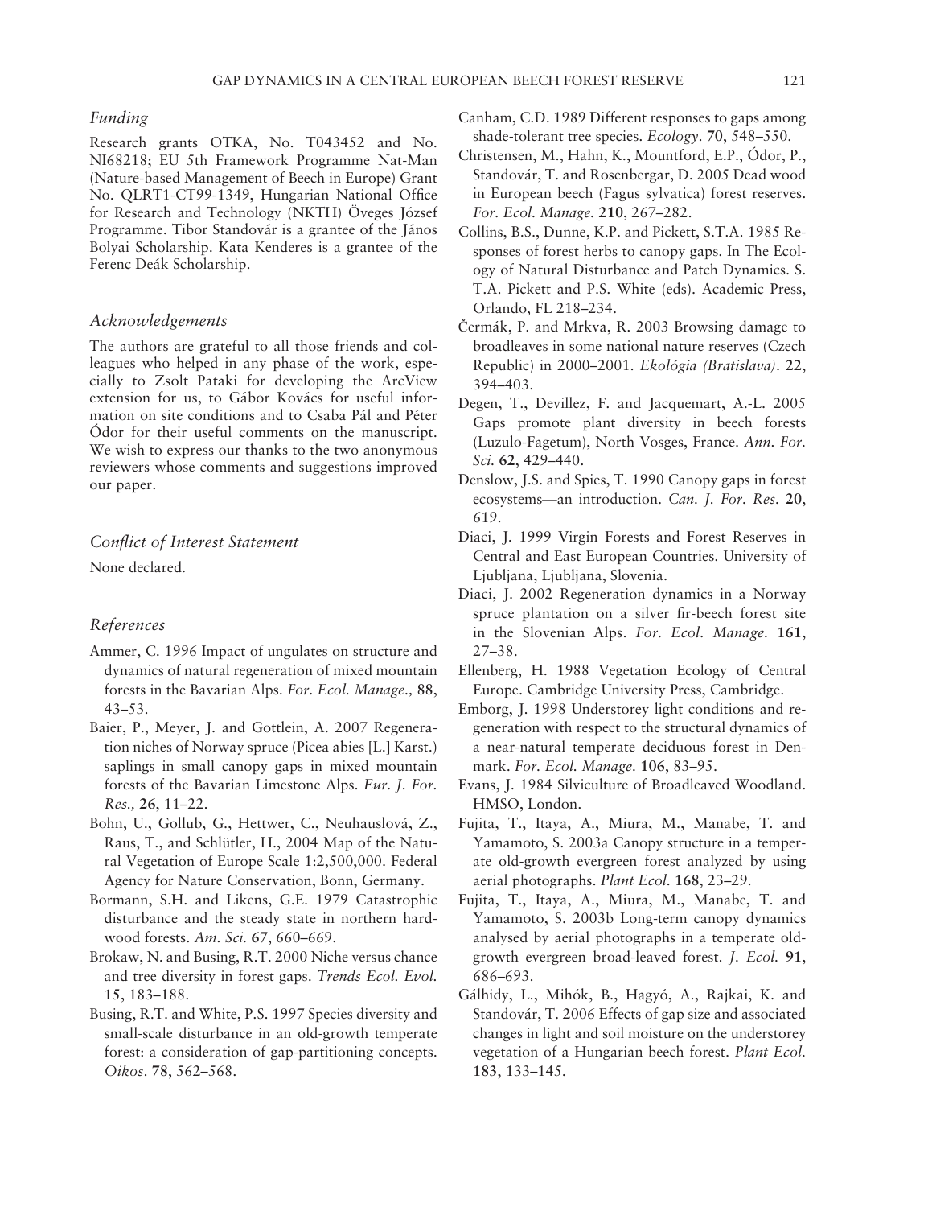### *Funding*

Research grants OTKA, No. T043452 and No. NI68218; EU 5th Framework Programme Nat-Man (Nature-based Management of Beech in Europe) Grant No. QLRT1-CT99-1349, Hungarian National Office for Research and Technology (NKTH) Öveges József Programme. Tibor Standovár is a grantee of the János Bolyai Scholarship. Kata Kenderes is a grantee of the Ferenc Deák Scholarship.

### *Acknowledgements*

The authors are grateful to all those friends and colleagues who helped in any phase of the work, especially to Zsolt Pataki for developing the ArcView extension for us, to Gábor Kovács for useful information on site conditions and to Csaba Pál and Péter Ódor for their useful comments on the manuscript. We wish to express our thanks to the two anonymous reviewers whose comments and suggestions improved our paper.

### *Conflict of Interest Statement*

None declared.

### *References*

Ammer, C. 1996 Impact of ungulates on structure and dynamics of natural regeneration of mixed mountain forests in the Bavarian Alps. *For. Ecol. Manage.,* **88**, 43–53.

Baier, P., Meyer, J. and Gottlein, A. 2007 Regeneration niches of Norway spruce (Picea abies [L.] Karst.) saplings in small canopy gaps in mixed mountain forests of the Bavarian Limestone Alps. *Eur. J. For. Res.,* **26**, 11–22.

Bohn, U., Gollub, G., Hettwer, C., Neuhauslová, Z., Raus, T., and Schlütler, H., 2004 Map of the Natural Vegetation of Europe Scale 1:2,500,000. Federal Agency for Nature Conservation, Bonn, Germany.

Bormann, S.H. and Likens, G.E. 1979 Catastrophic disturbance and the steady state in northern hardwood forests. *Am. Sci.* **67**, 660–669.

Brokaw, N. and Busing, R.T. 2000 Niche versus chance and tree diversity in forest gaps. *Trends Ecol. Evol.* **15**, 183–188.

Busing, R.T. and White, P.S. 1997 Species diversity and small-scale disturbance in an old-growth temperate forest: a consideration of gap-partitioning concepts. *Oikos*. **78**, 562–568.

Canham, C.D. 1989 Different responses to gaps among shade-tolerant tree species. *Ecology*. **70**, 548–550.

Christensen, M., Hahn, K., Mountford, E.P., Ódor, P., Standovár, T. and Rosenbergar, D. 2005 Dead wood in European beech (Fagus sylvatica) forest reserves. *For. Ecol. Manage.* **210**, 267–282.

Collins, B.S., Dunne, K.P. and Pickett, S.T.A. 1985 Responses of forest herbs to canopy gaps. In The Ecology of Natural Disturbance and Patch Dynamics. S. T.A. Pickett and P.S. White (eds). Academic Press, Orlando, FL 218–234.

Čermák, P. and Mrkva, R. 2003 Browsing damage to broadleaves in some national nature reserves (Czech Republic) in 2000–2001. *Ekológia (Bratislava)*. **22**, 394–403.

Degen, T., Devillez, F. and Jacquemart, A.-L. 2005 Gaps promote plant diversity in beech forests (Luzulo-Fagetum), North Vosges, France. *Ann. For. Sci.* **62**, 429–440.

Denslow, J.S. and Spies, T. 1990 Canopy gaps in forest ecosystems—an introduction. *Can. J. For. Res.* **20**, 619.

Diaci, J. 1999 Virgin Forests and Forest Reserves in Central and East European Countries. University of Ljubljana, Ljubljana, Slovenia.

Diaci, J. 2002 Regeneration dynamics in a Norway spruce plantation on a silver fir-beech forest site in the Slovenian Alps. *For. Ecol. Manage.* **161**, 27–38.

Ellenberg, H. 1988 Vegetation Ecology of Central Europe. Cambridge University Press, Cambridge.

Emborg, J. 1998 Understorey light conditions and regeneration with respect to the structural dynamics of a near-natural temperate deciduous forest in Denmark. *For. Ecol. Manage.* **106**, 83–95.

Evans, J. 1984 Silviculture of Broadleaved Woodland. HMSO, London.

Fujita, T., Itaya, A., Miura, M., Manabe, T. and Yamamoto, S. 2003a Canopy structure in a temperate old-growth evergreen forest analyzed by using aerial photographs. *Plant Ecol.* **168**, 23–29.

Fujita, T., Itaya, A., Miura, M., Manabe, T. and Yamamoto, S. 2003b Long-term canopy dynamics analysed by aerial photographs in a temperate old-growth evergreen broad-leaved forest. *J. Ecol.* **91**, 686–693.

Gálhidy, L., Mihók, B., Hagyó, A., Rajkai, K. and Standovár, T. 2006 Effects of gap size and associated changes in light and soil moisture on the understorey vegetation of a Hungarian beech forest. *Plant Ecol.* **183**, 133–145.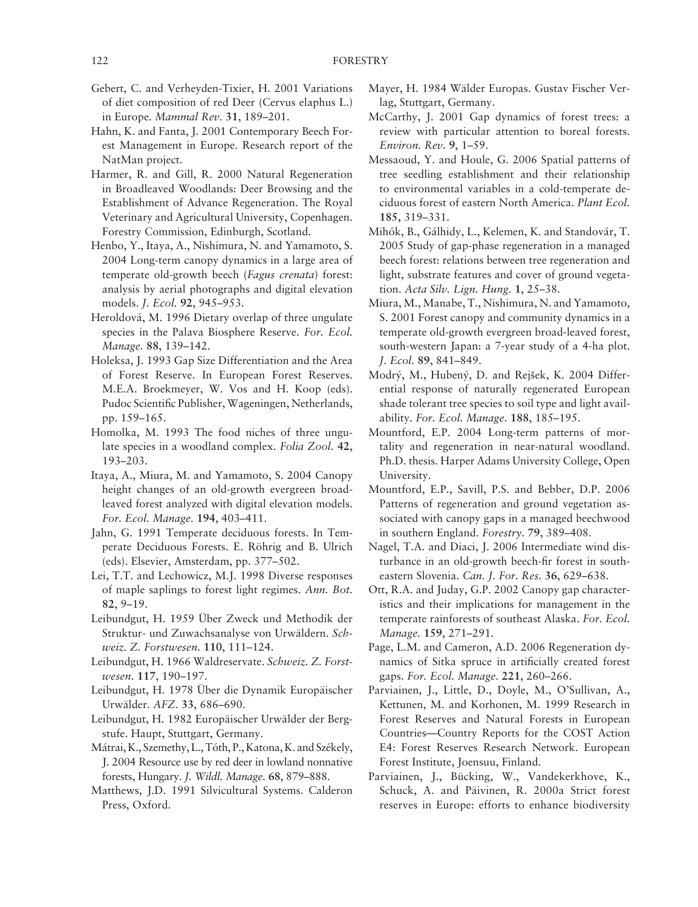Gebert, C. and Verheyden-Tixier, H. 2001 Variations of diet composition of red Deer (Cervus elaphus L.) in Europe. *Mammal Rev*. **31**, 189–201.

Hahn, K. and Fanta, J. 2001 Contemporary Beech Forest Management in Europe. Research report of the NatMan project.

Harmer, R. and Gill, R. 2000 Natural Regeneration in Broadleaved Woodlands: Deer Browsing and the Establishment of Advance Regeneration. The Royal Veterinary and Agricultural University, Copenhagen. Forestry Commission, Edinburgh, Scotland.

Henbo, Y., Itaya, A., Nishimura, N. and Yamamoto, S. 2004 Long-term canopy dynamics in a large area of temperate old-growth beech (*Fagus crenata*) forest: analysis by aerial photographs and digital elevation models. *J. Ecol*. **92**, 945–953.

Heroldová, M. 1996 Dietary overlap of three ungulate species in the Palava Biosphere Reserve. *For. Ecol. Manage*. **88**, 139–142.

Holeksa, J. 1993 Gap Size Differentiation and the Area of Forest Reserve. In European Forest Reserves. M.E.A. Broekmeyer, W. Vos and H. Koop (eds). Pudoc Scientific Publisher, Wageningen, Netherlands, pp. 159–165.

Homolka, M. 1993 The food niches of three ungulate species in a woodland complex. *Folia Zool*. **42**, 193–203.

Itaya, A., Miura, M. and Yamamoto, S. 2004 Canopy height changes of an old-growth evergreen broad-leaved forest analyzed with digital elevation models. *For. Ecol. Manage*. **194**, 403–411.

Jahn, G. 1991 Temperate deciduous forests. In Temperate Deciduous Forests. E. Röhrig and B. Ulrich (eds). Elsevier, Amsterdam, pp. 377–502.

Lei, T.T. and Lechowicz, M.J. 1998 Diverse responses of maple saplings to forest light regimes. *Ann. Bot*. **82**, 9–19.

Leibundgut, H. 1959 Über Zweck und Methodik der Struktur- und Zuwachsanalyse von Urwäldern. *Schweiz. Z. Forstwesen*. **110**, 111–124.

Leibundgut, H. 1966 Waldreservate. *Schweiz. Z. Forstwesen*. **117**, 190–197.

Leibundgut, H. 1978 Über die Dynamik Europäischer Urwälder. *AFZ*. **33**, 686–690.

Leibundgut, H. 1982 Europäischer Urwälder der Bergstufe. Haupt, Stuttgart, Germany.

Mátrai, K., Szemethy, L., Tóth, P., Katona, K. and Székely, J. 2004 Resource use by red deer in lowland nonnative forests, Hungary. *J. Wildl. Manage*. **68**, 879–888.

Matthews, J.D. 1991 Silvicultural Systems. Calderon Press, Oxford.

Mayer, H. 1984 Wälder Europas. Gustav Fischer Verlag, Stuttgart, Germany.

McCarthy, J. 2001 Gap dynamics of forest trees: a review with particular attention to boreal forests. *Environ. Rev*. **9**, 1–59.

Messaoud, Y. and Houle, G. 2006 Spatial patterns of tree seedling establishment and their relationship to environmental variables in a cold-temperate deciduous forest of eastern North America. *Plant Ecol*. **185**, 319–331.

Mihók, B., Gálhidy, L., Kelemen, K. and Standovár, T. 2005 Study of gap-phase regeneration in a managed beech forest: relations between tree regeneration and light, substrate features and cover of ground vegetation. *Acta Silv. Lign. Hung*. **1**, 25–38.

Miura, M., Manabe, T., Nishimura, N. and Yamamoto, S. 2001 Forest canopy and community dynamics in a temperate old-growth evergreen broad-leaved forest, south-western Japan: a 7-year study of a 4-ha plot. *J. Ecol*. **89**, 841–849.

Modrý, M., Hubený, D. and Rejšek, K. 2004 Differential response of naturally regenerated European shade tolerant tree species to soil type and light availability. *For. Ecol. Manage*. **188**, 185–195.

Mountford, E.P. 2004 Long-term patterns of mortality and regeneration in near-natural woodland. Ph.D. thesis. Harper Adams University College, Open University.

Mountford, E.P., Savill, P.S. and Bebber, D.P. 2006 Patterns of regeneration and ground vegetation associated with canopy gaps in a managed beechwood in southern England. *Forestry*. **79**, 389–408.

Nagel, T.A. and Diaci, J. 2006 Intermediate wind disturbance in an old-growth beech-fir forest in southeastern Slovenia. *Can. J. For. Res*. **36**, 629–638.

Ott, R.A. and Juday, G.P. 2002 Canopy gap characteristics and their implications for management in the temperate rainforests of southeast Alaska. *For. Ecol. Manage*. **159**, 271–291.

Page, L.M. and Cameron, A.D. 2006 Regeneration dynamics of Sitka spruce in artificially created forest gaps. *For. Ecol. Manage*. **221**, 260–266.

Parviainen, J., Little, D., Doyle, M., O'Sullivan, A., Kettunen, M. and Korhonen, M. 1999 Research in Forest Reserves and Natural Forests in European Countries—Country Reports for the COST Action E4: Forest Reserves Research Network. European Forest Institute, Joensuu, Finland.

Parviainen, J., Bücking, W., Vandekerkhove, K., Schuck, A. and Päivinen, R. 2000a Strict forest reserves in Europe: efforts to enhance biodiversity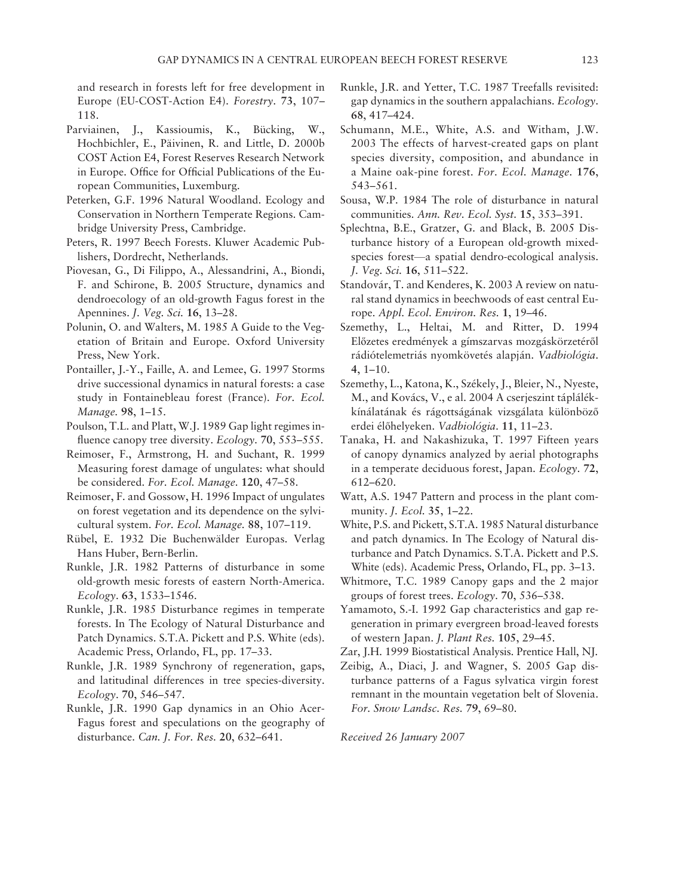and research in forests left for free development in Europe (EU-COST-Action E4). *Forestry*. **73**, 107–118.

Parviainen, J., Kassioumis, K., Bücking, W., Hochbichler, E., Päivinen, R. and Little, D. 2000b COST Action E4, Forest Reserves Research Network in Europe. Office for Official Publications of the European Communities, Luxemburg.

Peterken, G.F. 1996 Natural Woodland. Ecology and Conservation in Northern Temperate Regions. Cambridge University Press, Cambridge.

Peters, R. 1997 Beech Forests. Kluwer Academic Publishers, Dordrecht, Netherlands.

Piovesan, G., Di Filippo, A., Alessandrini, A., Biondi, F. and Schirone, B. 2005 Structure, dynamics and dendroecology of an old-growth Fagus forest in the Apennines. *J. Veg. Sci.* **16**, 13–28.

Polunin, O. and Walters, M. 1985 A Guide to the Vegetation of Britain and Europe. Oxford University Press, New York.

Pontailler, J.-Y., Faille, A. and Lemee, G. 1997 Storms drive successional dynamics in natural forests: a case study in Fontainebleau forest (France). *For. Ecol. Manage.* **98**, 1–15.

Poulson, T.L. and Platt, W.J. 1989 Gap light regimes influence canopy tree diversity. *Ecology*. **70**, 553–555.

Reimoser, F., Armstrong, H. and Suchant, R. 1999 Measuring forest damage of ungulates: what should be considered. *For. Ecol. Manage.* **120**, 47–58.

Reimoser, F. and Gossow, H. 1996 Impact of ungulates on forest vegetation and its dependence on the silvicultural system. *For. Ecol. Manage.* **88**, 107–119.

Rübel, E. 1932 Die Buchenwälder Europas. Verlag Hans Huber, Bern-Berlin.

Runkle, J.R. 1982 Patterns of disturbance in some old-growth mesic forests of eastern North-America. *Ecology*. **63**, 1533–1546.

Runkle, J.R. 1985 Disturbance regimes in temperate forests. In The Ecology of Natural Disturbance and Patch Dynamics. S.T.A. Pickett and P.S. White (eds). Academic Press, Orlando, FL, pp. 17–33.

Runkle, J.R. 1989 Synchrony of regeneration, gaps, and latitudinal differences in tree species-diversity. *Ecology*. **70**, 546–547.

Runkle, J.R. 1990 Gap dynamics in an Ohio Acer-Fagus forest and speculations on the geography of disturbance. *Can. J. For. Res.* **20**, 632–641.

Runkle, J.R. and Yetter, T.C. 1987 Treefalls revisited: gap dynamics in the southern appalachians. *Ecology*. **68**, 417–424.

Schumann, M.E., White, A.S. and Witham, J.W. 2003 The effects of harvest-created gaps on plant species diversity, composition, and abundance in a Maine oak-pine forest. *For. Ecol. Manage.* **176**, 543–561.

Sousa, W.P. 1984 The role of disturbance in natural communities. *Ann. Rev. Ecol. Syst.* **15**, 353–391.

Splechtna, B.E., Gratzer, G. and Black, B. 2005 Disturbance history of a European old-growth mixed-species forest—a spatial dendro-ecological analysis. *J. Veg. Sci.* **16**, 511–522.

Standovár, T. and Kenderes, K. 2003 A review on natural stand dynamics in beechwoods of east central Europe. *Appl. Ecol. Environ. Res.* **1**, 19–46.

Szemethy, L., Heltai, M. and Ritter, D. 1994 Előzetes eredmények a gímszarvas mozgáskörzetéről rádiótelemetriás nyomkövetés alapján. *Vadbiológia*. **4**, 1–10.

Szemethy, L., Katona, K., Székely, J., Bleier, N., Nyeste, M., and Kovács, V., e al. 2004 A cserjeszint táplálékkínálatának és rágottságának vizsgálata különböző erdei élőhelyeken. *Vadbiológia*. **11**, 11–23.

Tanaka, H. and Nakashizuka, T. 1997 Fifteen years of canopy dynamics analyzed by aerial photographs in a temperate deciduous forest, Japan. *Ecology*. **72**, 612–620.

Watt, A.S. 1947 Pattern and process in the plant community. *J. Ecol.* **35**, 1–22.

White, P.S. and Pickett, S.T.A. 1985 Natural disturbance and patch dynamics. In The Ecology of Natural disturbance and Patch Dynamics. S.T.A. Pickett and P.S. White (eds). Academic Press, Orlando, FL, pp. 3–13.

Whitmore, T.C. 1989 Canopy gaps and the 2 major groups of forest trees. *Ecology*. **70**, 536–538.

Yamamoto, S.-I. 1992 Gap characteristics and gap regeneration in primary evergreen broad-leaved forests of western Japan. *J. Plant Res.* **105**, 29–45.

Zar, J.H. 1999 Biostatistical Analysis. Prentice Hall, NJ.

Zeibig, A., Diaci, J. and Wagner, S. 2005 Gap disturbance patterns of a Fagus sylvatica virgin forest remnant in the mountain vegetation belt of Slovenia. *For. Snow Landsc. Res.* **79**, 69–80.

*Received 26 January 2007*